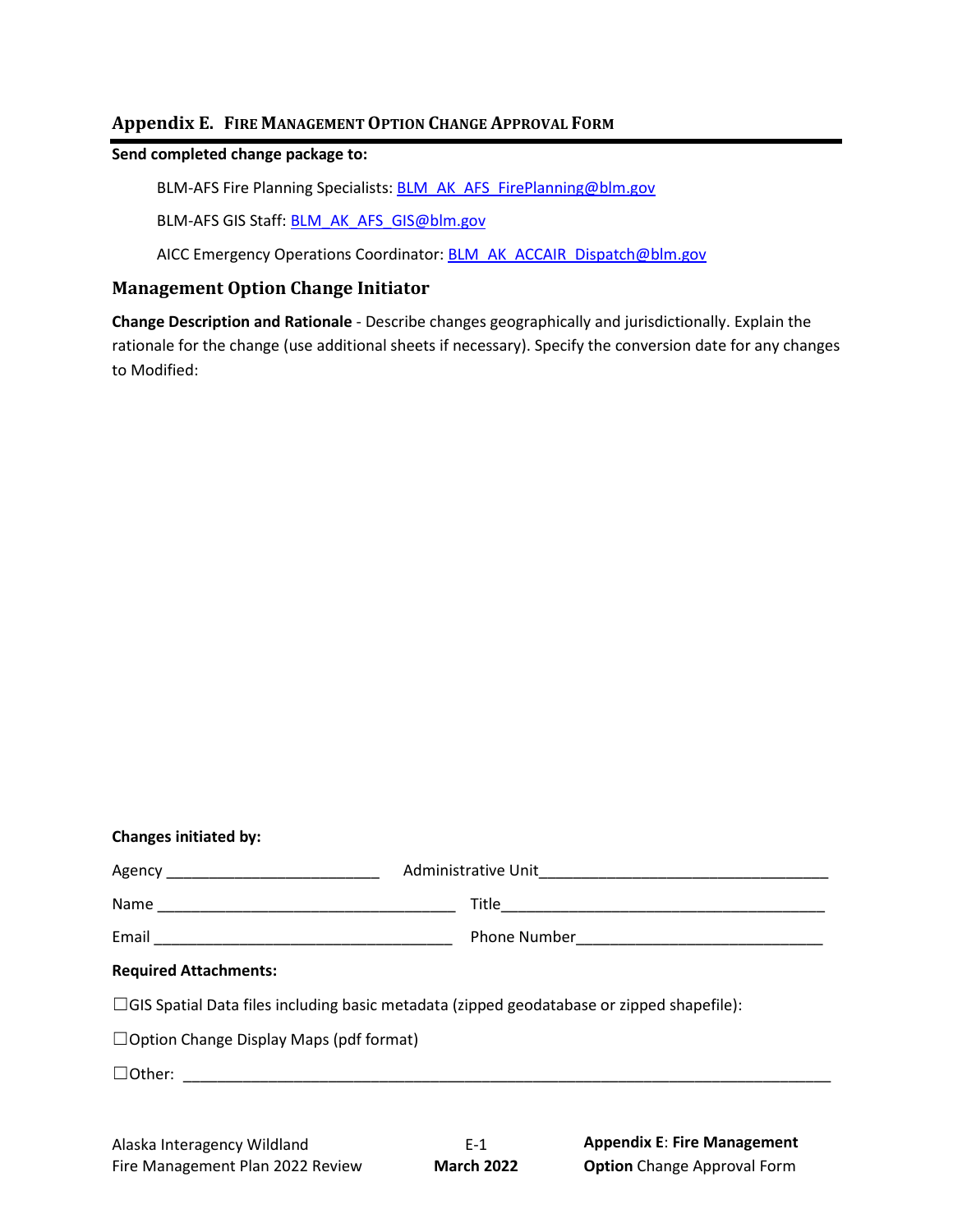## Appendix E. Fire Management Option Change Approval Form

**Send completed change package to:**

BLM-AFS Fire Planning Specialists: BLM_AK_AFS_FirePlanning@blm.gov

BLM-AFS GIS Staff: BLM_AK_AFS_GIS@blm.gov

AICC Emergency Operations Coordinator: BLM_AK_ACCAIR_Dispatch@blm.gov

### Management Option Change Initiator

**Change Description and Rationale** - Describe changes geographically and jurisdictionally. Explain the rationale for the change (use additional sheets if necessary). Specify the conversion date for any changes to Modified:

**Changes initiated by:**

Agency _________________________ Administrative Unit__________________________________

Name ___________________________________ Title______________________________________

Email ___________________________________ Phone Number_____________________________

**Required Attachments:**

☐GIS Spatial Data files including basic metadata (zipped geodatabase or zipped shapefile):

☐Option Change Display Maps (pdf format)

☐Other: ______________________________________________________________________________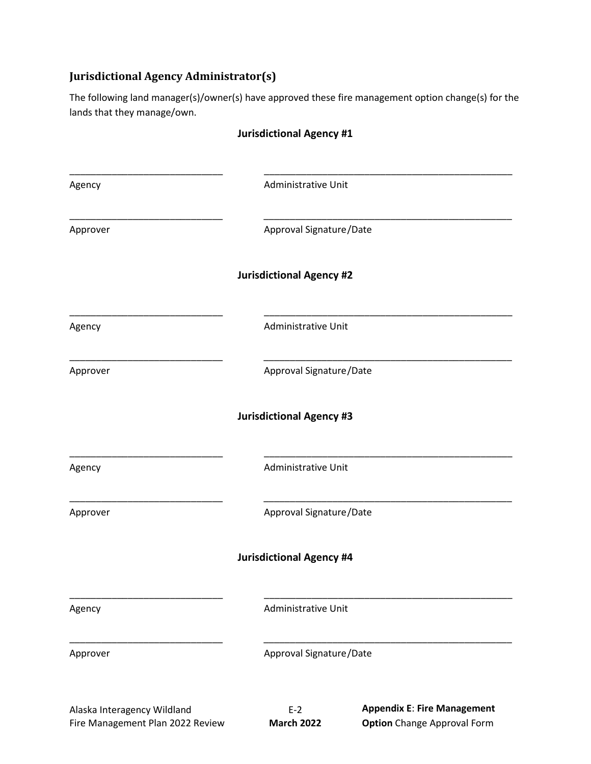## Jurisdictional Agency Administrator(s)

The following land manager(s)/owner(s) have approved these fire management option change(s) for the lands that they manage/own.

**Jurisdictional Agency #1**

| _____________________________ | _______________________________________________ |
|---|---|
| Agency | Administrative Unit |
| _____________________________ | _______________________________________________ |
| Approver | Approval Signature/Date |

**Jurisdictional Agency #2**

| _____________________________ | _______________________________________________ |
|---|---|
| Agency | Administrative Unit |
| _____________________________ | _______________________________________________ |
| Approver | Approval Signature/Date |

**Jurisdictional Agency #3**

| _____________________________ | _______________________________________________ |
|---|---|
| Agency | Administrative Unit |
| _____________________________ | _______________________________________________ |
| Approver | Approval Signature/Date |

**Jurisdictional Agency #4**

| _____________________________ | _______________________________________________ |
|---|---|
| Agency | Administrative Unit |
| _____________________________ | _______________________________________________ |
| Approver | Approval Signature/Date |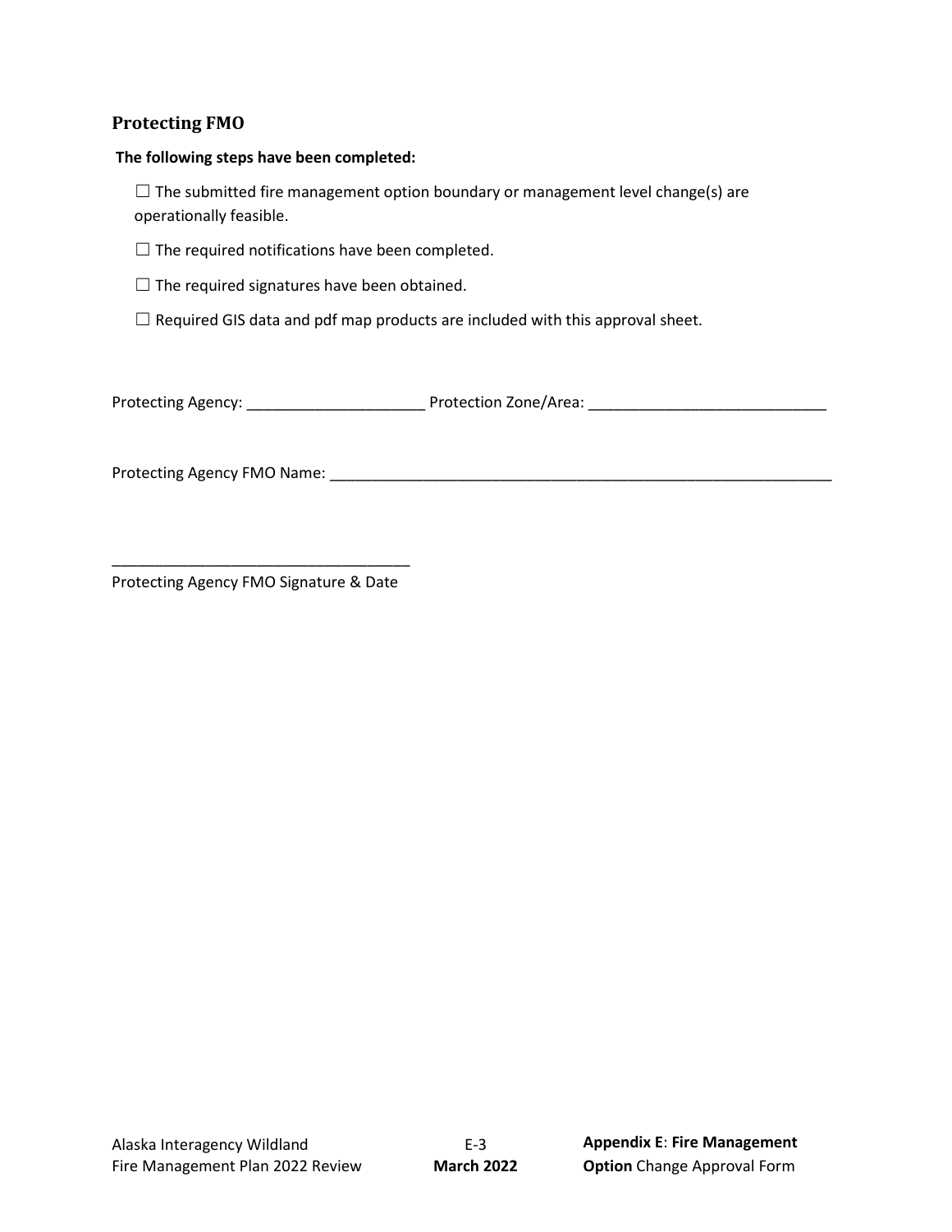## Protecting FMO

**The following steps have been completed:**

☐ The submitted fire management option boundary or management level change(s) are operationally feasible.

☐ The required notifications have been completed.

☐ The required signatures have been obtained.

☐ Required GIS data and pdf map products are included with this approval sheet.

Protecting Agency: _____________________ Protection Zone/Area: ____________________________

Protecting Agency FMO Name: ____________________________________________________________

__________________________________

Protecting Agency FMO Signature & Date